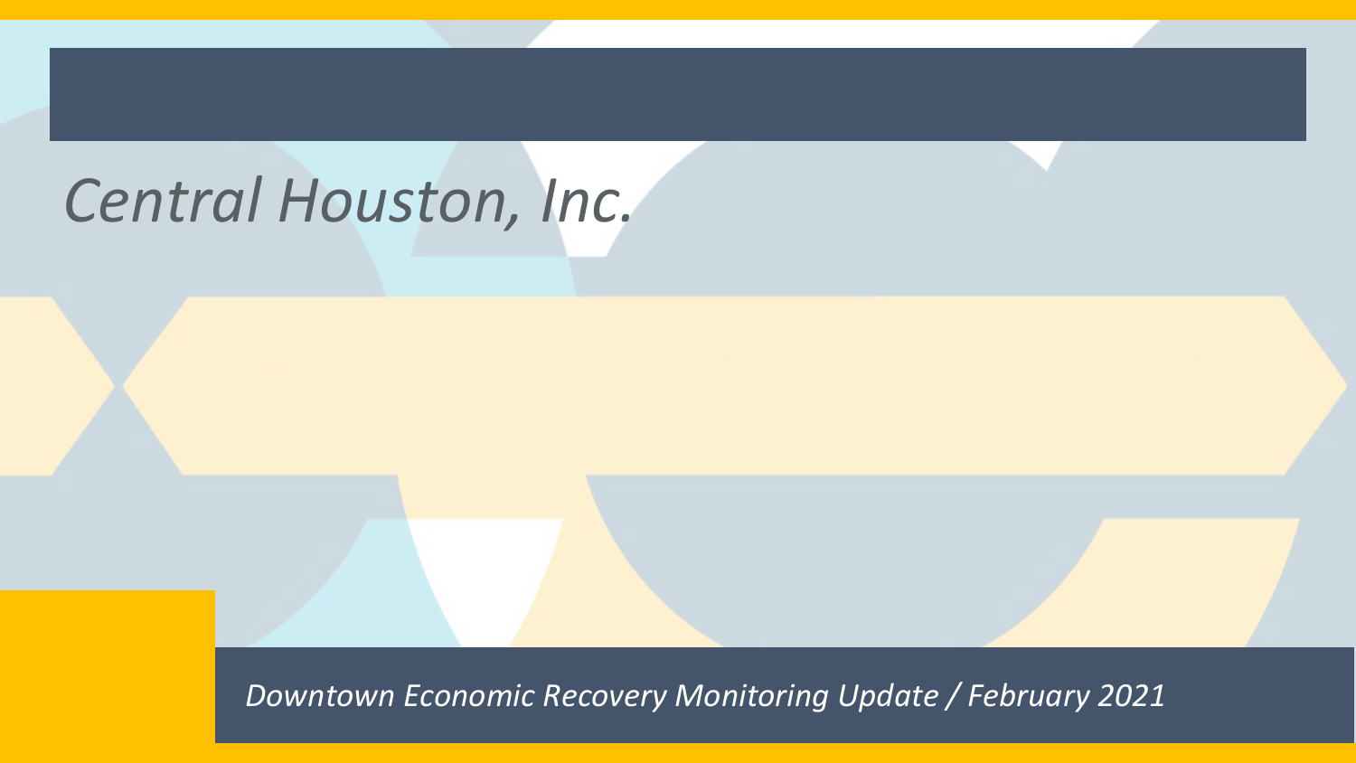# *Central Houston, Inc.*

*Downtown Economic Recovery Monitoring Update / February 2021*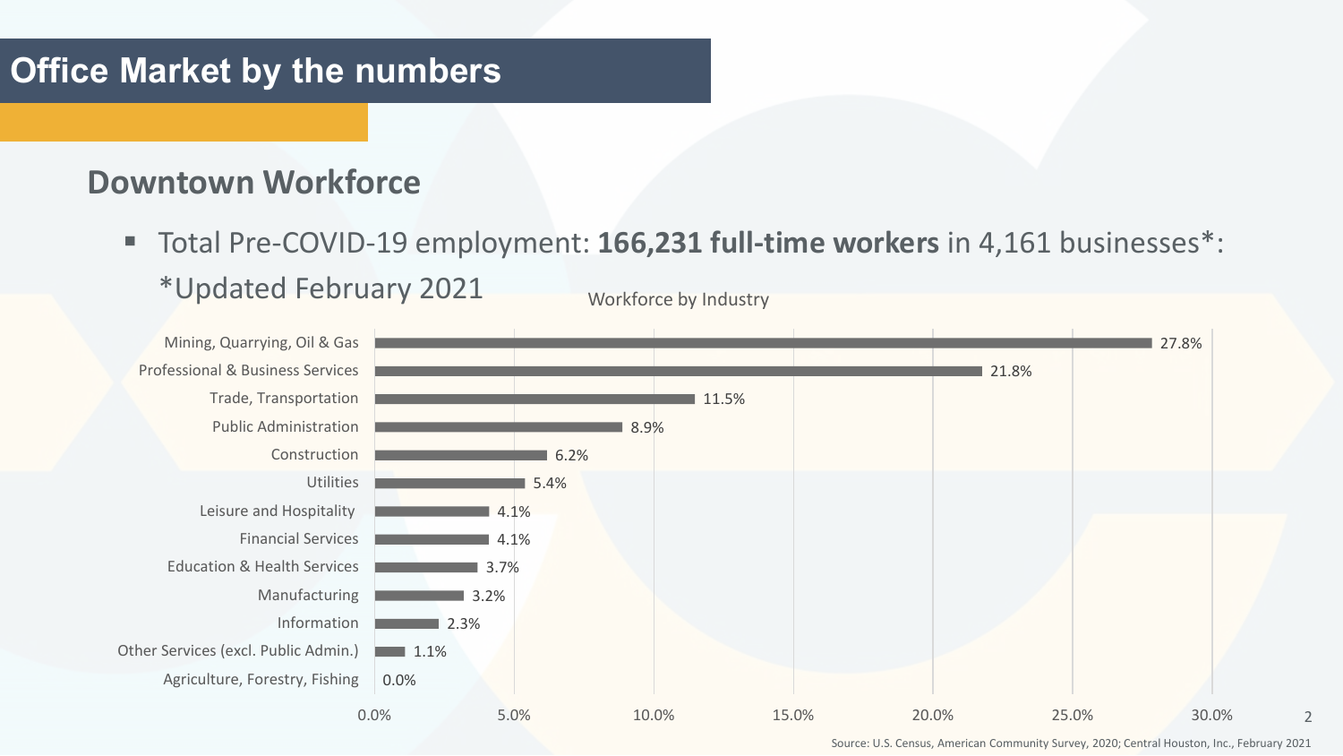# Office Market by the numbers

## Downtown Workforce

- Total Pre-COVID-19 employment: **166,231 full-time workers** in 4,161 businesses*:
  *Updated February 2021

Workforce by Industry

| Industry | Share |
| --- | --- |
| Mining, Quarrying, Oil & Gas | 27.8% |
| Professional & Business Services | 21.8% |
| Trade, Transportation | 11.5% |
| Public Administration | 8.9% |
| Construction | 6.2% |
| Utilities | 5.4% |
| Leisure and Hospitality | 4.1% |
| Financial Services | 4.1% |
| Education & Health Services | 3.7% |
| Manufacturing | 3.2% |
| Information | 2.3% |
| Other Services (excl. Public Admin.) | 1.1% |
| Agriculture, Forestry, Fishing | 0.0% |

Source: U.S. Census, American Community Survey, 2020; Central Houston, Inc., February 2021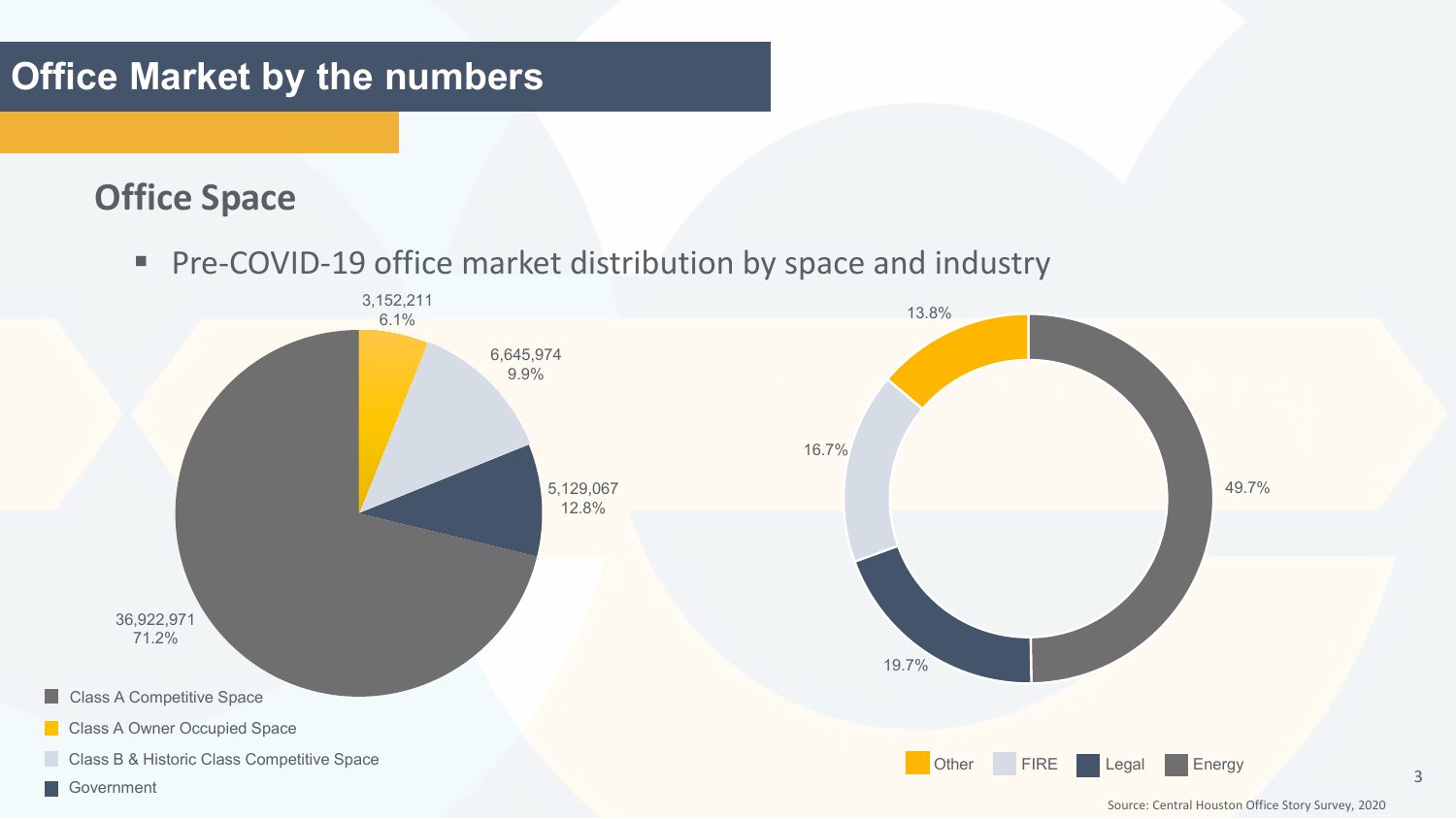# Office Market by the numbers

## Office Space

- Pre-COVID-19 office market distribution by space and industry

| Space Type | Square Feet | Share |
|---|---|---|
| Class A Competitive Space | 36,922,971 | 71.2% |
| Class A Owner Occupied Space | 3,152,211 | 6.1% |
| Class B & Historic Class Competitive Space | 6,645,974 | 9.9% |
| Government | 5,129,067 | 12.8% |

| Industry | Share |
|---|---|
| Energy | 49.7% |
| Legal | 19.7% |
| FIRE | 16.7% |
| Other | 13.8% |

Source: Central Houston Office Story Survey, 2020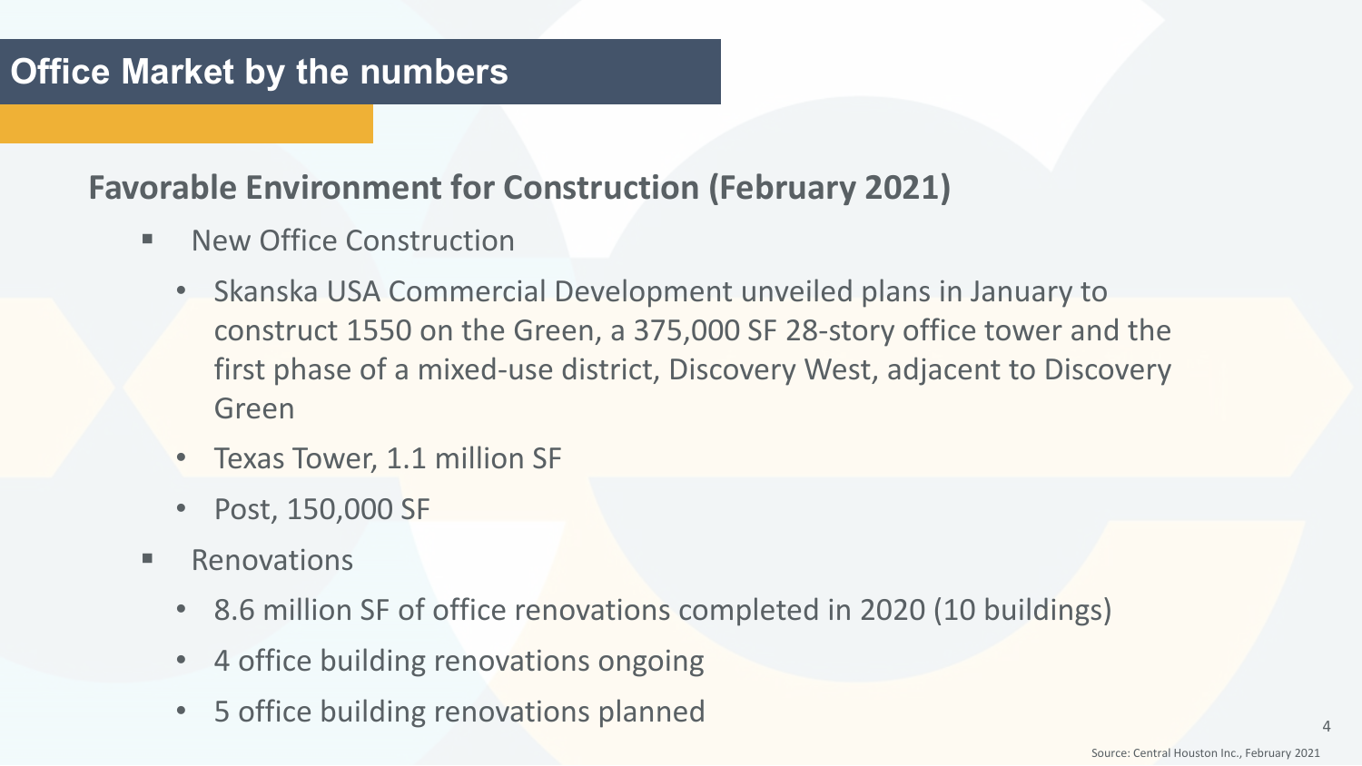# Office Market by the numbers

## Favorable Environment for Construction (February 2021)

- New Office Construction
  - Skanska USA Commercial Development unveiled plans in January to construct 1550 on the Green, a 375,000 SF 28-story office tower and the first phase of a mixed-use district, Discovery West, adjacent to Discovery Green
  - Texas Tower, 1.1 million SF
  - Post, 150,000 SF
- Renovations
  - 8.6 million SF of office renovations completed in 2020 (10 buildings)
  - 4 office building renovations ongoing
  - 5 office building renovations planned

Source: Central Houston Inc., February 2021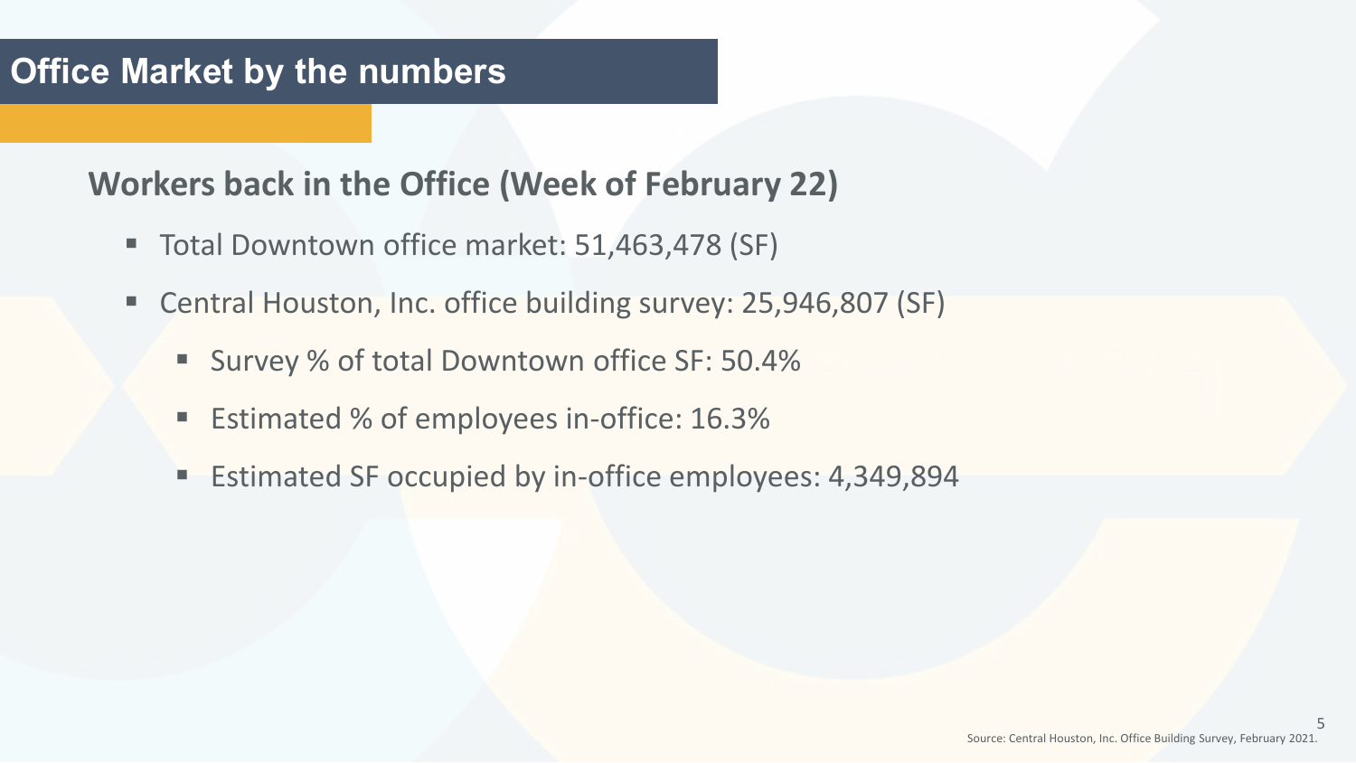# Office Market by the numbers

## Workers back in the Office (Week of February 22)

- Total Downtown office market: 51,463,478 (SF)
- Central Houston, Inc. office building survey: 25,946,807 (SF)
  - Survey % of total Downtown office SF: 50.4%
  - Estimated % of employees in-office: 16.3%
  - Estimated SF occupied by in-office employees: 4,349,894

Source: Central Houston, Inc. Office Building Survey, February 2021.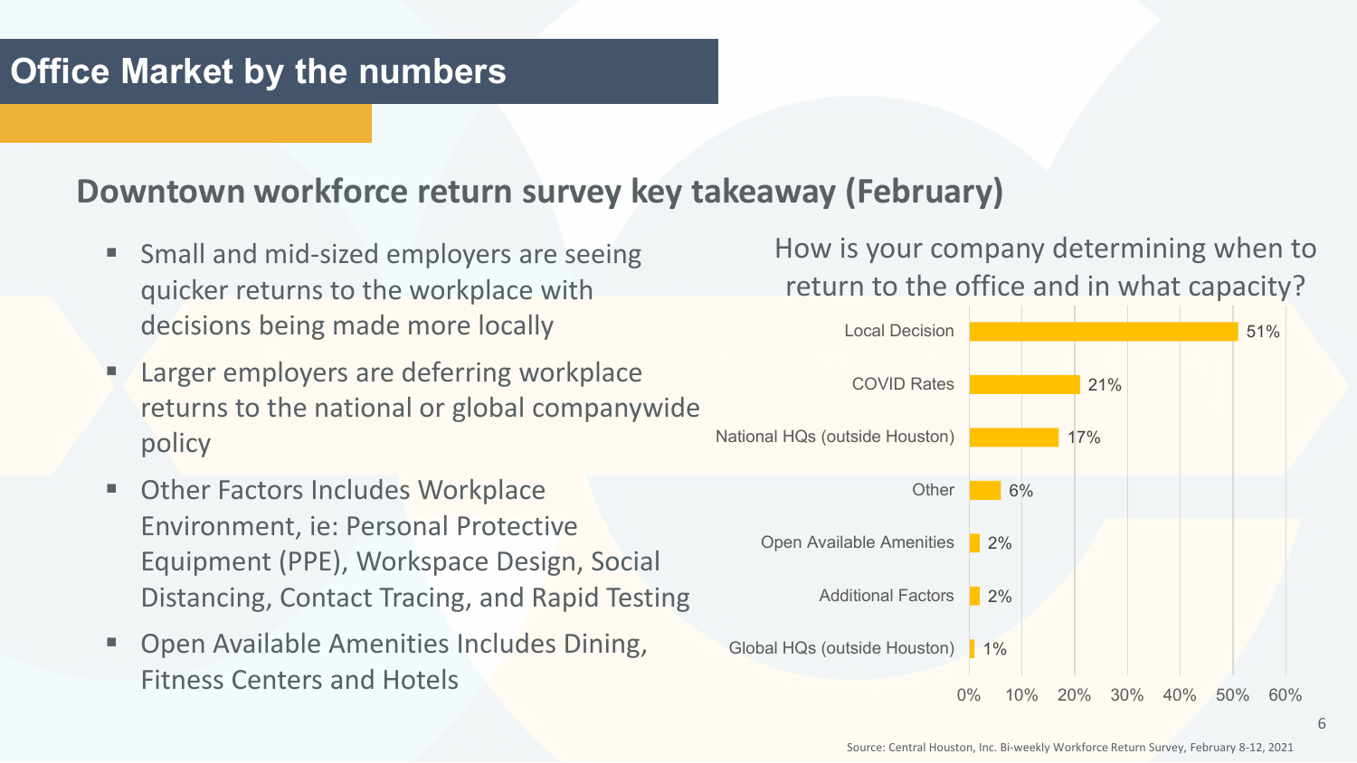# Office Market by the numbers

## Downtown workforce return survey key takeaway (February)

- Small and mid-sized employers are seeing quicker returns to the workplace with decisions being made more locally
- Larger employers are deferring workplace returns to the national or global companywide policy
- Other Factors Includes Workplace Environment, ie: Personal Protective Equipment (PPE), Workspace Design, Social Distancing, Contact Tracing, and Rapid Testing
- Open Available Amenities Includes Dining, Fitness Centers and Hotels

How is your company determining when to return to the office and in what capacity?

| Response | Percentage |
| --- | --- |
| Local Decision | 51% |
| COVID Rates | 21% |
| National HQs (outside Houston) | 17% |
| Other | 6% |
| Open Available Amenities | 2% |
| Additional Factors | 2% |
| Global HQs (outside Houston) | 1% |

Source: Central Houston, Inc. Bi-weekly Workforce Return Survey, February 8-12, 2021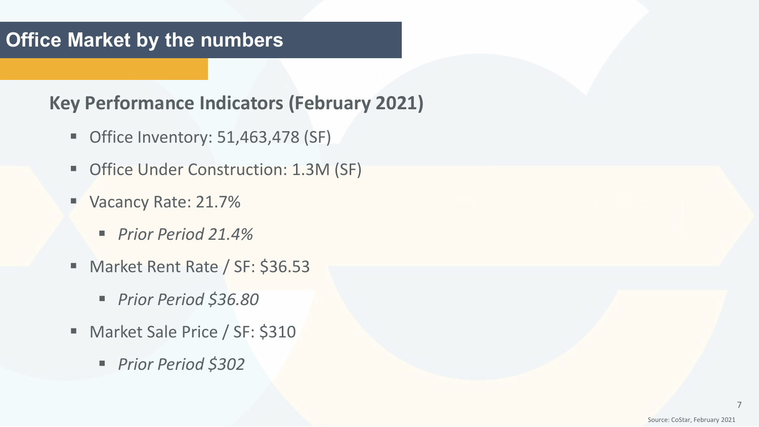# Office Market by the numbers

## Key Performance Indicators (February 2021)

- Office Inventory: 51,463,478 (SF)
- Office Under Construction: 1.3M (SF)
- Vacancy Rate: 21.7%
  - *Prior Period 21.4%*
- Market Rent Rate / SF: $36.53
  - *Prior Period $36.80*
- Market Sale Price / SF: $310
  - *Prior Period $302*

Source: CoStar, February 2021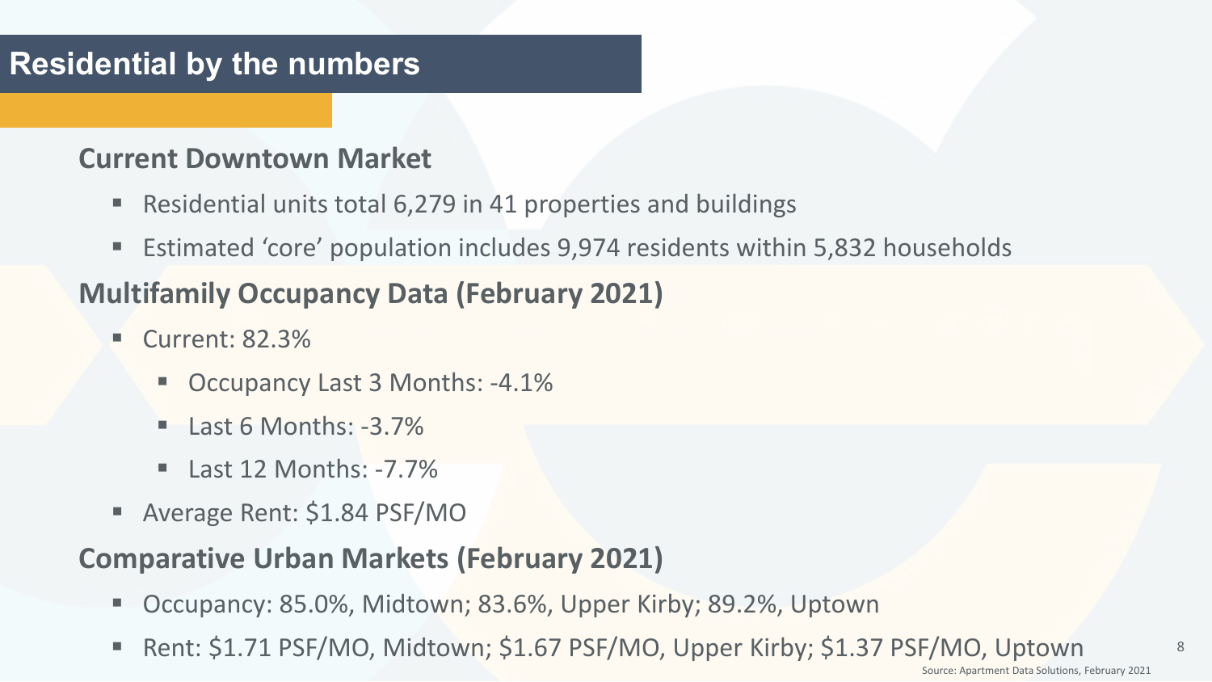# Residential by the numbers

## Current Downtown Market

- Residential units total 6,279 in 41 properties and buildings
- Estimated 'core' population includes 9,974 residents within 5,832 households

## Multifamily Occupancy Data (February 2021)

- Current: 82.3%
  - Occupancy Last 3 Months: -4.1%
  - Last 6 Months: -3.7%
  - Last 12 Months: -7.7%
- Average Rent: $1.84 PSF/MO

## Comparative Urban Markets (February 2021)

- Occupancy: 85.0%, Midtown; 83.6%, Upper Kirby; 89.2%, Uptown
- Rent: $1.71 PSF/MO, Midtown; $1.67 PSF/MO, Upper Kirby; $1.37 PSF/MO, Uptown

Source: Apartment Data Solutions, February 2021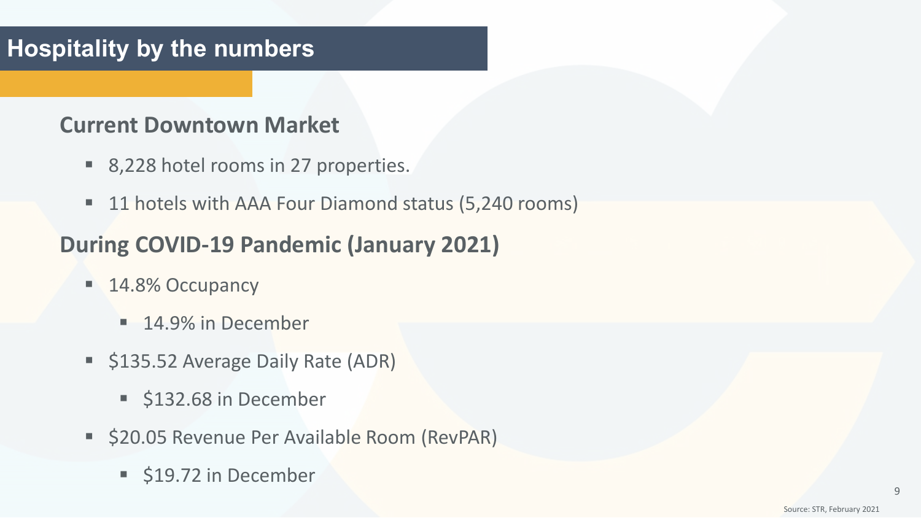# Hospitality by the numbers

## Current Downtown Market

- 8,228 hotel rooms in 27 properties.
- 11 hotels with AAA Four Diamond status (5,240 rooms)

## During COVID-19 Pandemic (January 2021)

- 14.8% Occupancy
  - 14.9% in December
- $135.52 Average Daily Rate (ADR)
  - $132.68 in December
- $20.05 Revenue Per Available Room (RevPAR)
  - $19.72 in December

Source: STR, February 2021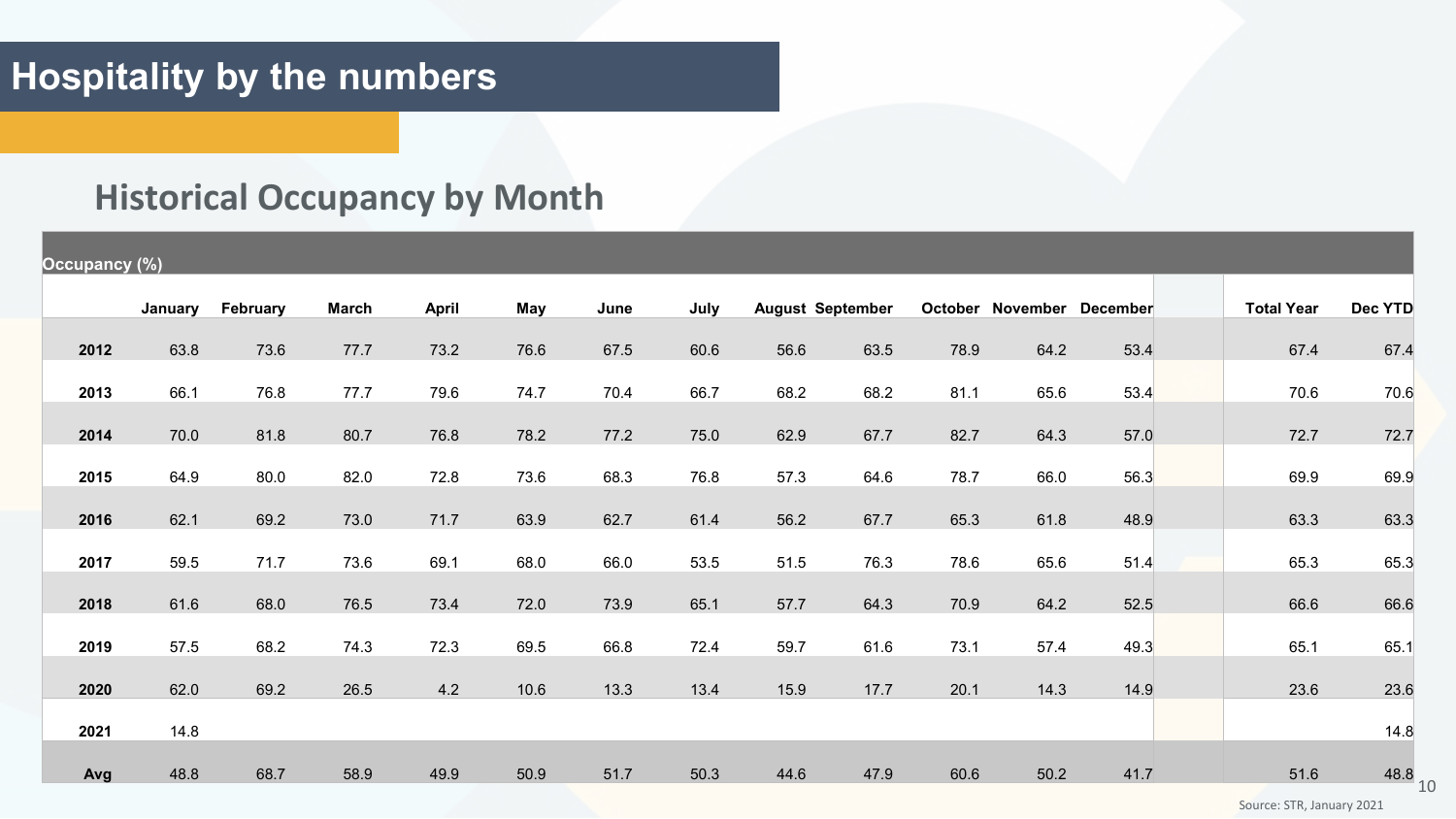# Hospitality by the numbers

## Historical Occupancy by Month

| Occupancy (%) | | | | | | | | | | | | | | |
|---|---|---|---|---|---|---|---|---|---|---|---|---|---|---|
| | January | February | March | April | May | June | July | August | September | October | November | December | Total Year | Dec YTD |
| 2012 | 63.8 | 73.6 | 77.7 | 73.2 | 76.6 | 67.5 | 60.6 | 56.6 | 63.5 | 78.9 | 64.2 | 53.4 | 67.4 | 67.4 |
| 2013 | 66.1 | 76.8 | 77.7 | 79.6 | 74.7 | 70.4 | 66.7 | 68.2 | 68.2 | 81.1 | 65.6 | 53.4 | 70.6 | 70.6 |
| 2014 | 70.0 | 81.8 | 80.7 | 76.8 | 78.2 | 77.2 | 75.0 | 62.9 | 67.7 | 82.7 | 64.3 | 57.0 | 72.7 | 72.7 |
| 2015 | 64.9 | 80.0 | 82.0 | 72.8 | 73.6 | 68.3 | 76.8 | 57.3 | 64.6 | 78.7 | 66.0 | 56.3 | 69.9 | 69.9 |
| 2016 | 62.1 | 69.2 | 73.0 | 71.7 | 63.9 | 62.7 | 61.4 | 56.2 | 67.7 | 65.3 | 61.8 | 48.9 | 63.3 | 63.3 |
| 2017 | 59.5 | 71.7 | 73.6 | 69.1 | 68.0 | 66.0 | 53.5 | 51.5 | 76.3 | 78.6 | 65.6 | 51.4 | 65.3 | 65.3 |
| 2018 | 61.6 | 68.0 | 76.5 | 73.4 | 72.0 | 73.9 | 65.1 | 57.7 | 64.3 | 70.9 | 64.2 | 52.5 | 66.6 | 66.6 |
| 2019 | 57.5 | 68.2 | 74.3 | 72.3 | 69.5 | 66.8 | 72.4 | 59.7 | 61.6 | 73.1 | 57.4 | 49.3 | 65.1 | 65.1 |
| 2020 | 62.0 | 69.2 | 26.5 | 4.2 | 10.6 | 13.3 | 13.4 | 15.9 | 17.7 | 20.1 | 14.3 | 14.9 | 23.6 | 23.6 |
| 2021 | 14.8 | | | | | | | | | | | | | 14.8 |
| Avg | 48.8 | 68.7 | 58.9 | 49.9 | 50.9 | 51.7 | 50.3 | 44.6 | 47.9 | 60.6 | 50.2 | 41.7 | 51.6 | 48.8 |

Source: STR, January 2021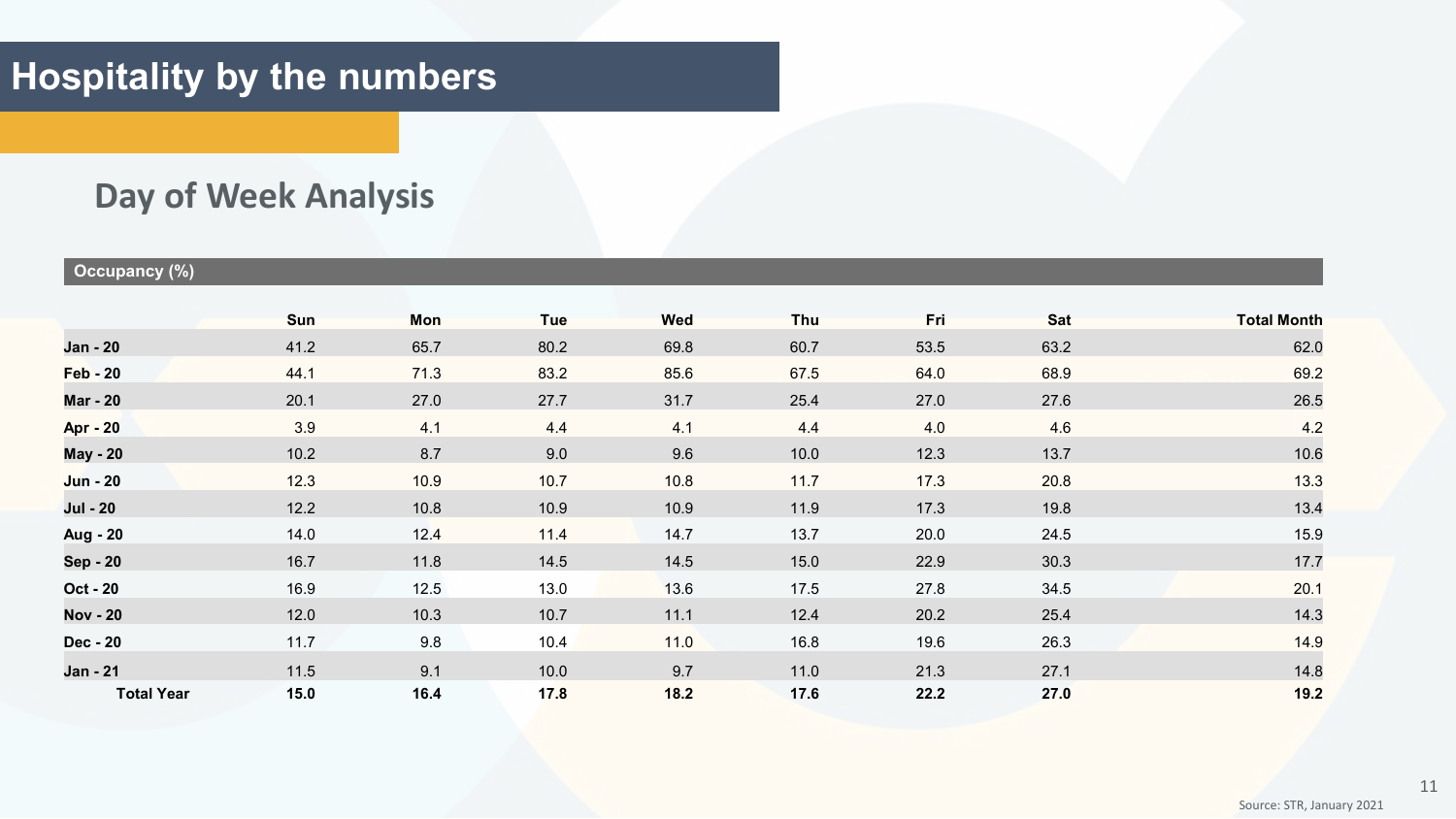# Hospitality by the numbers

## Day of Week Analysis

**Occupancy (%)**

| | Sun | Mon | Tue | Wed | Thu | Fri | Sat | Total Month |
|---|---|---|---|---|---|---|---|---|
| **Jan - 20** | 41.2 | 65.7 | 80.2 | 69.8 | 60.7 | 53.5 | 63.2 | 62.0 |
| **Feb - 20** | 44.1 | 71.3 | 83.2 | 85.6 | 67.5 | 64.0 | 68.9 | 69.2 |
| **Mar - 20** | 20.1 | 27.0 | 27.7 | 31.7 | 25.4 | 27.0 | 27.6 | 26.5 |
| **Apr - 20** | 3.9 | 4.1 | 4.4 | 4.1 | 4.4 | 4.0 | 4.6 | 4.2 |
| **May - 20** | 10.2 | 8.7 | 9.0 | 9.6 | 10.0 | 12.3 | 13.7 | 10.6 |
| **Jun - 20** | 12.3 | 10.9 | 10.7 | 10.8 | 11.7 | 17.3 | 20.8 | 13.3 |
| **Jul - 20** | 12.2 | 10.8 | 10.9 | 10.9 | 11.9 | 17.3 | 19.8 | 13.4 |
| **Aug - 20** | 14.0 | 12.4 | 11.4 | 14.7 | 13.7 | 20.0 | 24.5 | 15.9 |
| **Sep - 20** | 16.7 | 11.8 | 14.5 | 14.5 | 15.0 | 22.9 | 30.3 | 17.7 |
| **Oct - 20** | 16.9 | 12.5 | 13.0 | 13.6 | 17.5 | 27.8 | 34.5 | 20.1 |
| **Nov - 20** | 12.0 | 10.3 | 10.7 | 11.1 | 12.4 | 20.2 | 25.4 | 14.3 |
| **Dec - 20** | 11.7 | 9.8 | 10.4 | 11.0 | 16.8 | 19.6 | 26.3 | 14.9 |
| **Jan - 21** | 11.5 | 9.1 | 10.0 | 9.7 | 11.0 | 21.3 | 27.1 | 14.8 |
| **Total Year** | **15.0** | **16.4** | **17.8** | **18.2** | **17.6** | **22.2** | **27.0** | **19.2** |

Source: STR, January 2021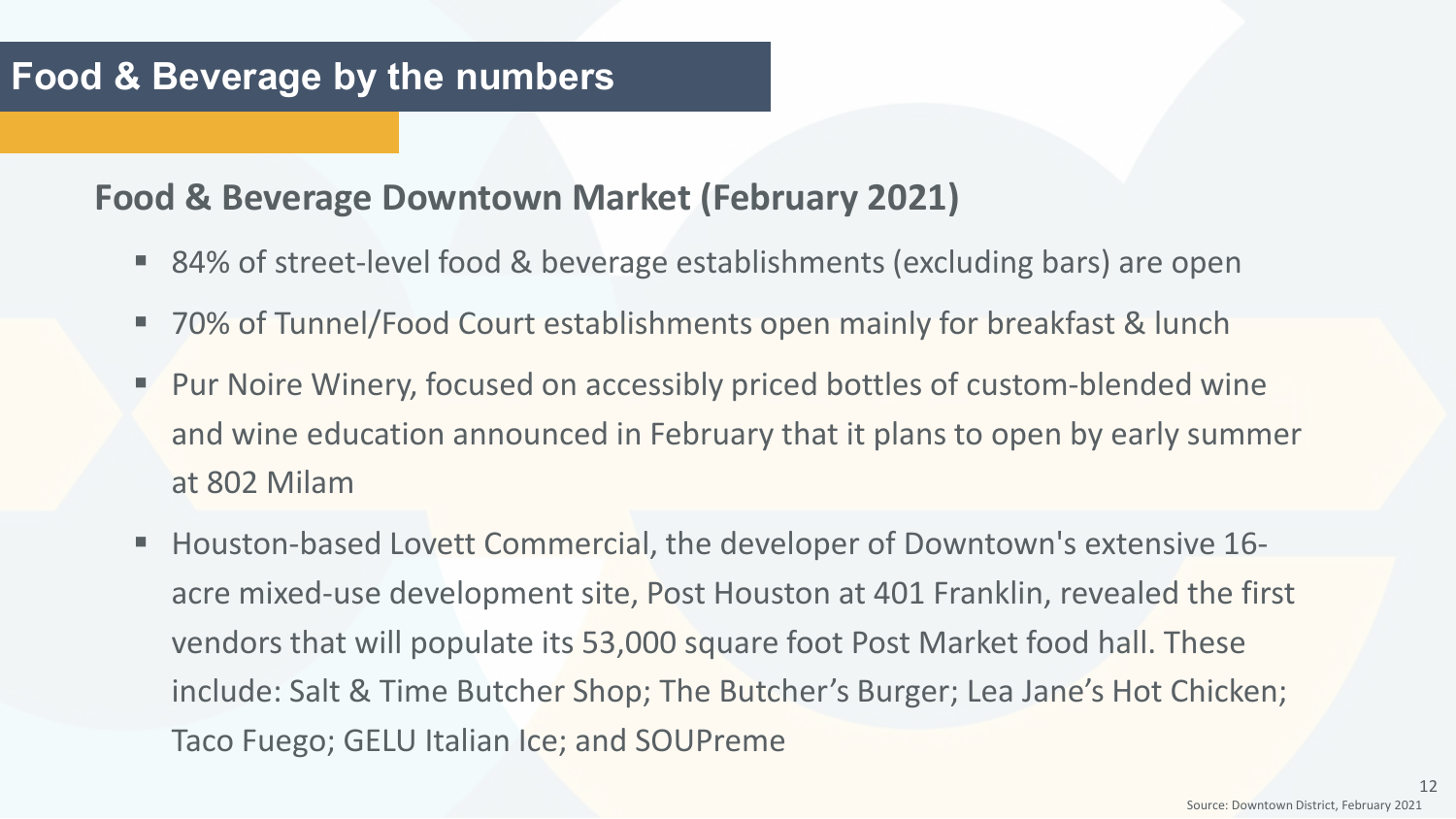# Food & Beverage by the numbers

## Food & Beverage Downtown Market (February 2021)

- 84% of street-level food & beverage establishments (excluding bars) are open
- 70% of Tunnel/Food Court establishments open mainly for breakfast & lunch
- Pur Noire Winery, focused on accessibly priced bottles of custom-blended wine and wine education announced in February that it plans to open by early summer at 802 Milam
- Houston-based Lovett Commercial, the developer of Downtown's extensive 16-acre mixed-use development site, Post Houston at 401 Franklin, revealed the first vendors that will populate its 53,000 square foot Post Market food hall. These include: Salt & Time Butcher Shop; The Butcher's Burger; Lea Jane's Hot Chicken; Taco Fuego; GELU Italian Ice; and SOUPreme

Source: Downtown District, February 2021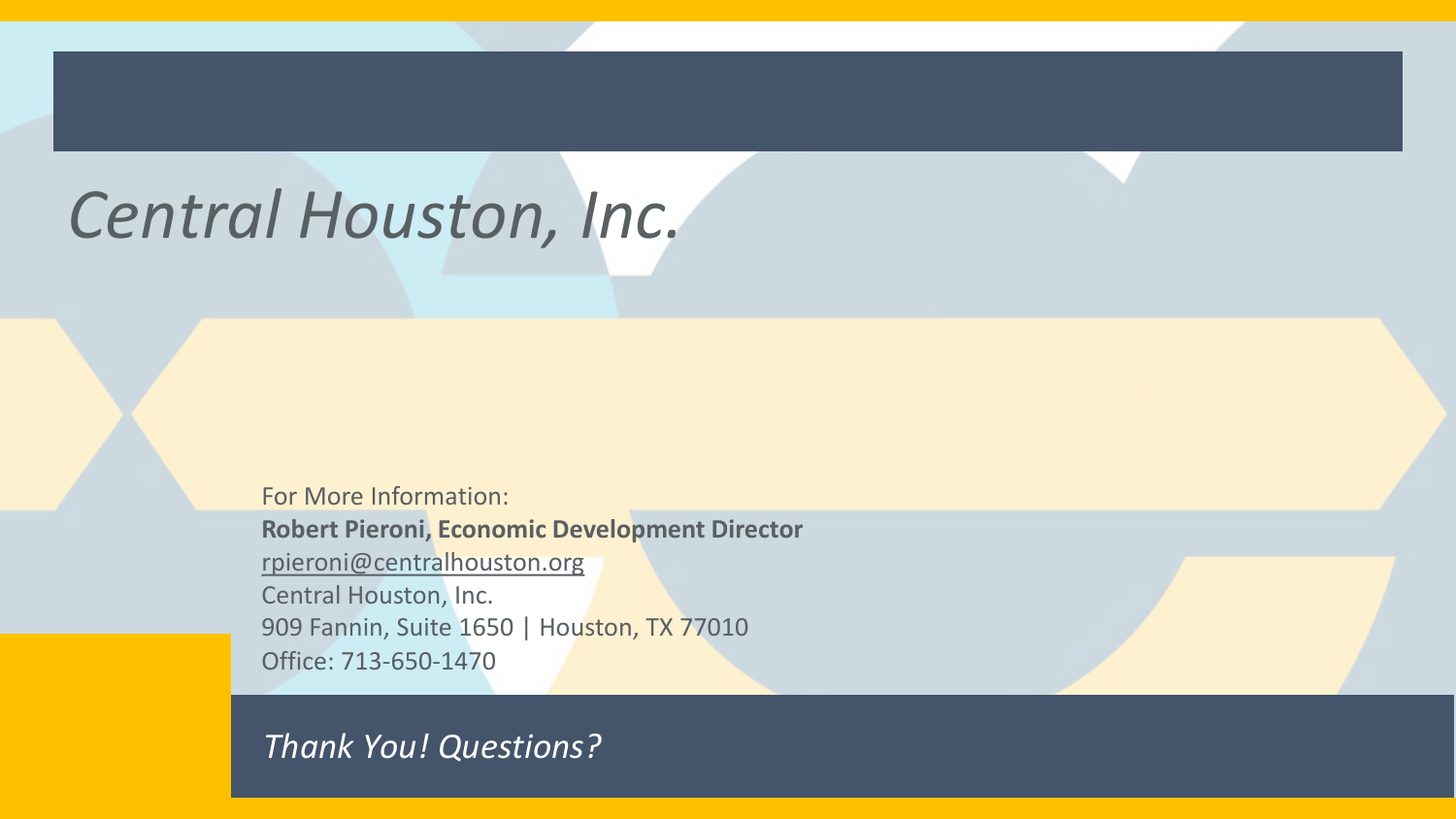# *Central Houston, Inc.*

For More Information:
**Robert Pieroni, Economic Development Director**
rpieroni@centralhouston.org
Central Houston, Inc.
909 Fannin, Suite 1650 | Houston, TX 77010
Office: 713-650-1470

*Thank You! Questions?*